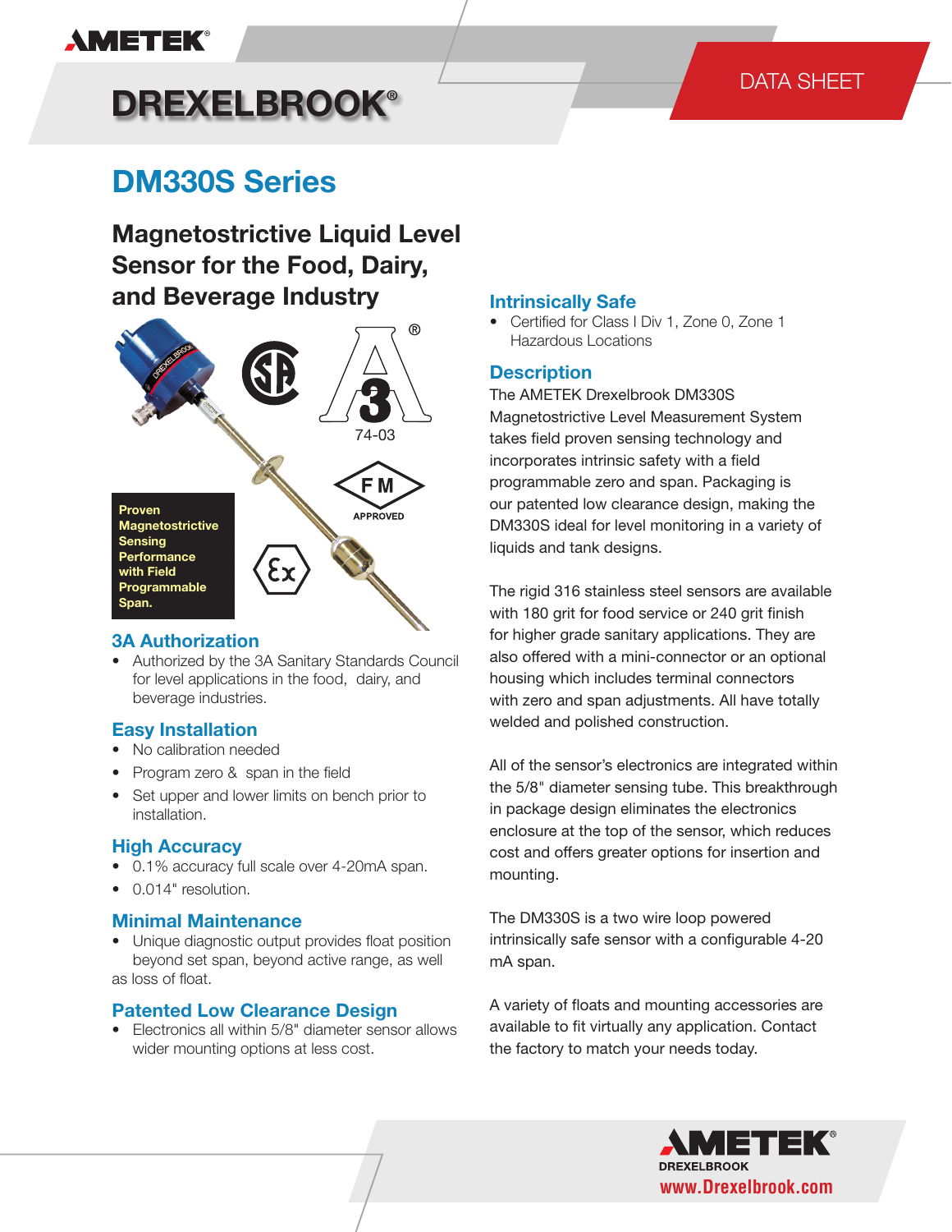AMETEK

# DREXELBROOK®

DATA SHEET

# DM330S Series

## Magnetostrictive Liquid Level Sensor for the Food, Dairy, and Beverage Industry

74-03

FM APPROVED

**Proven Magnetostrictive Sensing Performance with Field Programmable Span.**

### 3A Authorization

- Authorized by the 3A Sanitary Standards Council for level applications in the food, dairy, and beverage industries.

### Easy Installation

- No calibration needed
- Program zero & span in the field
- Set upper and lower limits on bench prior to installation.

### High Accuracy

- 0.1% accuracy full scale over 4-20mA span.
- 0.014" resolution.

### Minimal Maintenance

- Unique diagnostic output provides float position beyond set span, beyond active range, as well as loss of float.

### Patented Low Clearance Design

- Electronics all within 5/8" diameter sensor allows wider mounting options at less cost.

### Intrinsically Safe

- Certified for Class I Div 1, Zone 0, Zone 1 Hazardous Locations

### Description

The AMETEK Drexelbrook DM330S Magnetostrictive Level Measurement System takes field proven sensing technology and incorporates intrinsic safety with a field programmable zero and span. Packaging is our patented low clearance design, making the DM330S ideal for level monitoring in a variety of liquids and tank designs.

The rigid 316 stainless steel sensors are available with 180 grit for food service or 240 grit finish for higher grade sanitary applications. They are also offered with a mini-connector or an optional housing which includes terminal connectors with zero and span adjustments. All have totally welded and polished construction.

All of the sensor's electronics are integrated within the 5/8" diameter sensing tube. This breakthrough in package design eliminates the electronics enclosure at the top of the sensor, which reduces cost and offers greater options for insertion and mounting.

The DM330S is a two wire loop powered intrinsically safe sensor with a configurable 4-20 mA span.

A variety of floats and mounting accessories are available to fit virtually any application. Contact the factory to match your needs today.

AMETEK DREXELBROOK
www.Drexelbrook.com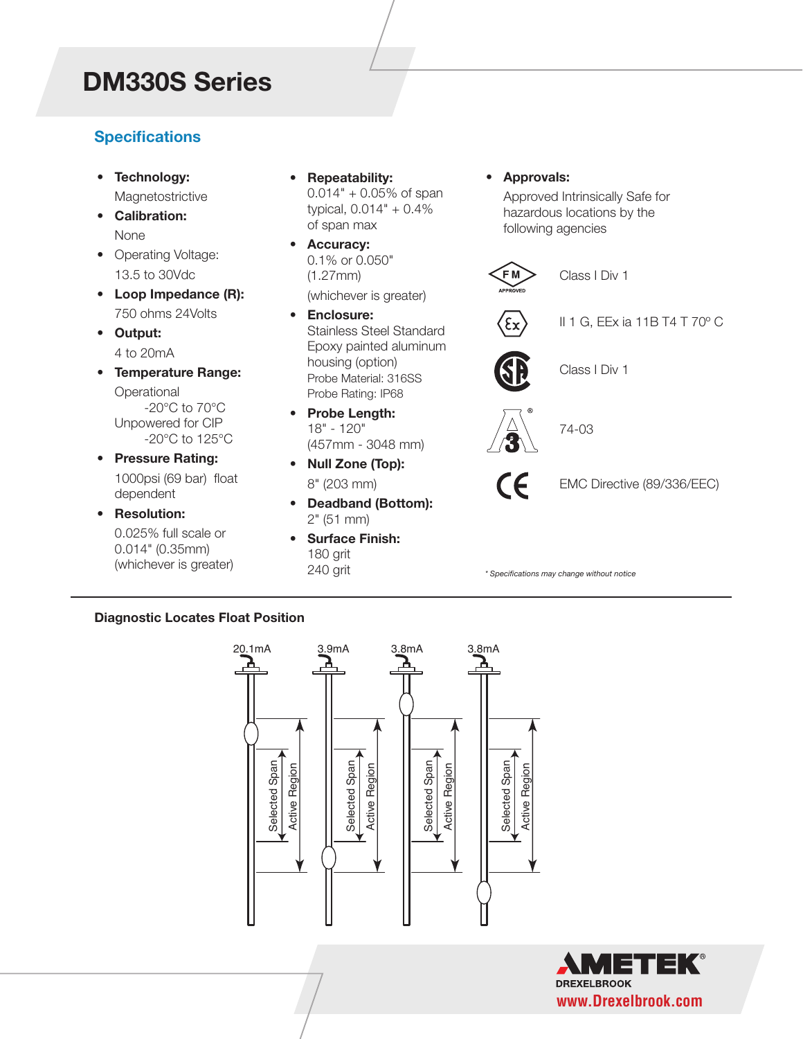# DM330S Series

## Specifications

- **Technology:**
  Magnetostrictive
- **Calibration:**
  None
- Operating Voltage:
  13.5 to 30Vdc
- **Loop Impedance (R):**
  750 ohms 24Volts
- **Output:**
  4 to 20mA
- **Temperature Range:**
  Operational
  -20°C to 70°C
  Unpowered for CIP
  -20°C to 125°C
- **Pressure Rating:**
  1000psi (69 bar) float dependent
- **Resolution:**
  0.025% full scale or 0.014" (0.35mm) (whichever is greater)
- **Repeatability:**
  0.014" + 0.05% of span typical, 0.014" + 0.4% of span max
- **Accuracy:**
  0.1% or 0.050" (1.27mm)
  (whichever is greater)
- **Enclosure:**
  Stainless Steel Standard
  Epoxy painted aluminum housing (option)
  Probe Material: 316SS
  Probe Rating: IP68
- **Probe Length:**
  18" - 120"
  (457mm - 3048 mm)
- **Null Zone (Top):**
  8" (203 mm)
- **Deadband (Bottom):**
  2" (51 mm)
- **Surface Finish:**
  180 grit
  240 grit
- **Approvals:**
  Approved Intrinsically Safe for hazardous locations by the following agencies

| Agency | Approval |
|---|---|
| FM APPROVED | Class I Div 1 |
| Ex | II 1 G, EEx ia 11B T4 T 70º C |
| CSA | Class I Div 1 |
| 3-A | 74-03 |
| CE | EMC Directive (89/336/EEC) |

*\* Specifications may change without notice*

**Diagnostic Locates Float Position**

20.1mA | 3.9mA | 3.8mA | 3.8mA

Selected Span, Active Region

AMETEK DREXELBROOK
www.Drexelbrook.com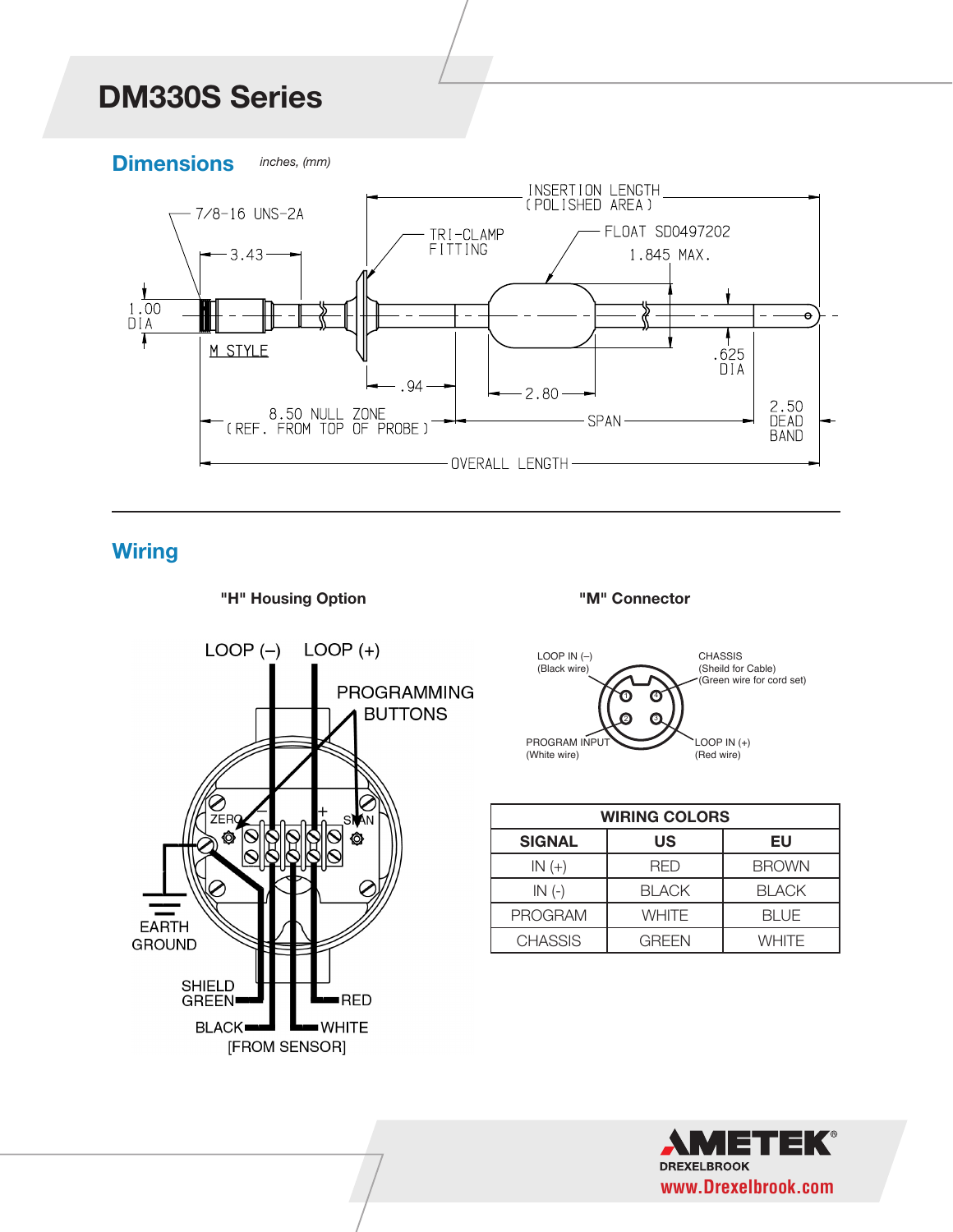# DM330S Series

## Dimensions

*inches, (mm)*

7/8-16 UNS-2A

3.43

1.00 DIA

M STYLE

TRI-CLAMP FITTING

INSERTION LENGTH (POLISHED AREA)

FLOAT SD0497202

1.845 MAX.

.625 DIA

.94

2.80

8.50 NULL ZONE (REF. FROM TOP OF PROBE)

SPAN

2.50 DEAD BAND

OVERALL LENGTH

## Wiring

**"H" Housing Option**

LOOP (–) LOOP (+)

PROGRAMMING BUTTONS

ZERO – + SPAN

EARTH GROUND

SHIELD GREEN

RED

BLACK

WHITE

[FROM SENSOR]

**"M" Connector**

LOOP IN (–) (Black wire)

CHASSIS (Sheild for Cable) (Green wire for cord set)

PROGRAM INPUT (White wire)

LOOP IN (+) (Red wire)

| WIRING COLORS | | |
|---|---|---|
| **SIGNAL** | **US** | **EU** |
| IN (+) | RED | BROWN |
| IN (-) | BLACK | BLACK |
| PROGRAM | WHITE | BLUE |
| CHASSIS | GREEN | WHITE |

AMETEK® DREXELBROOK

www.Drexelbrook.com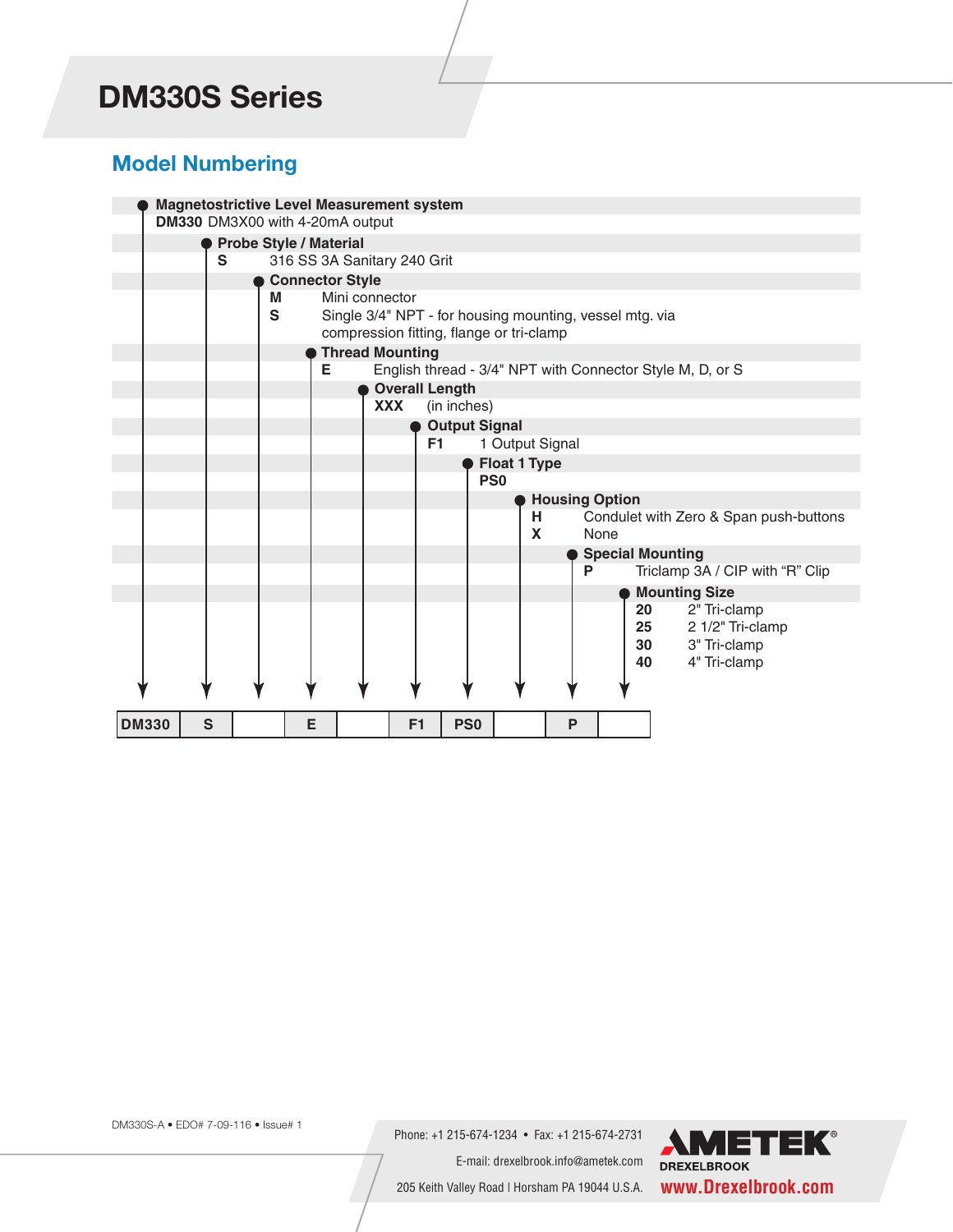# DM330S Series

## Model Numbering

**Magnetostrictive Level Measurement system**
**DM330** DM3X00 with 4-20mA output

**Probe Style / Material**
**S** 316 SS 3A Sanitary 240 Grit

**Connector Style**
**M** Mini connector
**S** Single 3/4" NPT - for housing mounting, vessel mtg. via compression fitting, flange or tri-clamp

**Thread Mounting**
**E** English thread - 3/4" NPT with Connector Style M, D, or S

**Overall Length**
**XXX** (in inches)

**Output Signal**
**F1** 1 Output Signal

**Float 1 Type**
**PS0**

**Housing Option**
**H** Condulet with Zero & Span push-buttons
**X** None

**Special Mounting**
**P** Triclamp 3A / CIP with "R" Clip

**Mounting Size**
**20** 2" Tri-clamp
**25** 2 1/2" Tri-clamp
**30** 3" Tri-clamp
**40** 4" Tri-clamp

| | | | | | | | | | |
|---|---|---|---|---|---|---|---|---|---|
| DM330 | S | | E | | F1 | PS0 | | P | |

DM330S-A • EDO# 7-09-116 • Issue# 1

Phone: +1 215-674-1234 • Fax: +1 215-674-2731
E-mail: drexelbrook.info@ametek.com
205 Keith Valley Road | Horsham PA 19044 U.S.A.

AMETEK® DREXELBROOK
www.Drexelbrook.com